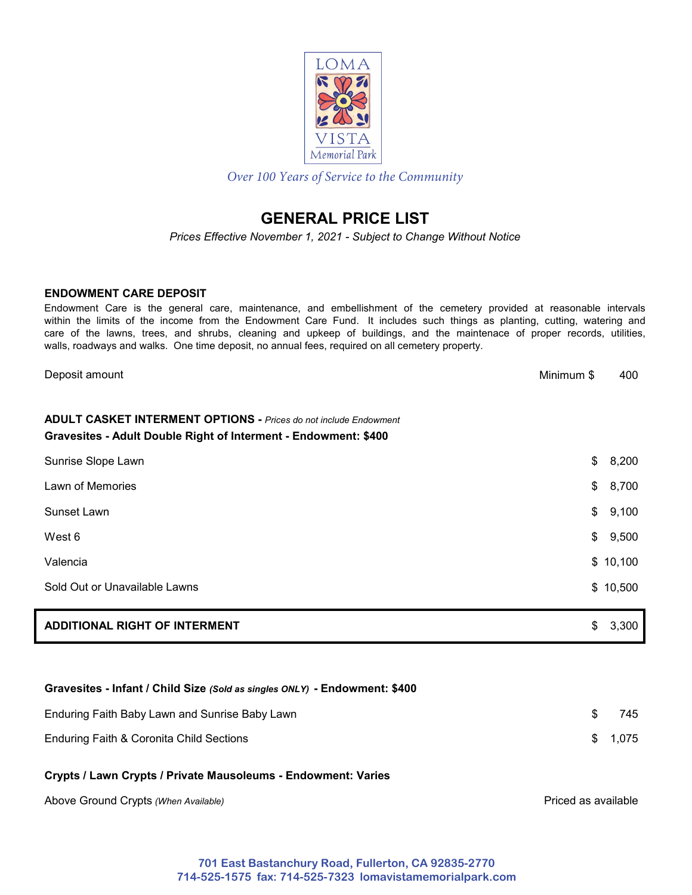LOMA VISTA Memorial Park

*Over 100 Years of Service to the Community*

# GENERAL PRICE LIST

*Prices Effective November 1, 2021 - Subject to Change Without Notice*

**ENDOWMENT CARE DEPOSIT**

Endowment Care is the general care, maintenance, and embellishment of the cemetery provided at reasonable intervals within the limits of the income from the Endowment Care Fund. It includes such things as planting, cutting, watering and care of the lawns, trees, and shrubs, cleaning and upkeep of buildings, and the maintenace of proper records, utilities, walls, roadways and walks. One time deposit, no annual fees, required on all cemetery property.

| | |
|---|---|
| Deposit amount | Minimum $ 400 |

**ADULT CASKET INTERMENT OPTIONS** - *Prices do not include Endowment*

**Gravesites - Adult Double Right of Interment - Endowment: $400**

| | |
|---|---|
| Sunrise Slope Lawn | $ 8,200 |
| Lawn of Memories | $ 8,700 |
| Sunset Lawn | $ 9,100 |
| West 6 | $ 9,500 |
| Valencia | $ 10,100 |
| Sold Out or Unavailable Lawns | $ 10,500 |

| | |
|---|---|
| **ADDITIONAL RIGHT OF INTERMENT** | $ 3,300 |

**Gravesites - Infant / Child Size** ***(Sold as singles ONLY)*** **- Endowment: $400**

| | |
|---|---|
| Enduring Faith Baby Lawn and Sunrise Baby Lawn | $ 745 |
| Enduring Faith & Coronita Child Sections | $ 1,075 |

**Crypts / Lawn Crypts / Private Mausoleums - Endowment: Varies**

| | |
|---|---|
| Above Ground Crypts *(When Available)* | Priced as available |

701 East Bastanchury Road, Fullerton, CA 92835-2770
714-525-1575 fax: 714-525-7323 lomavistamemorialpark.com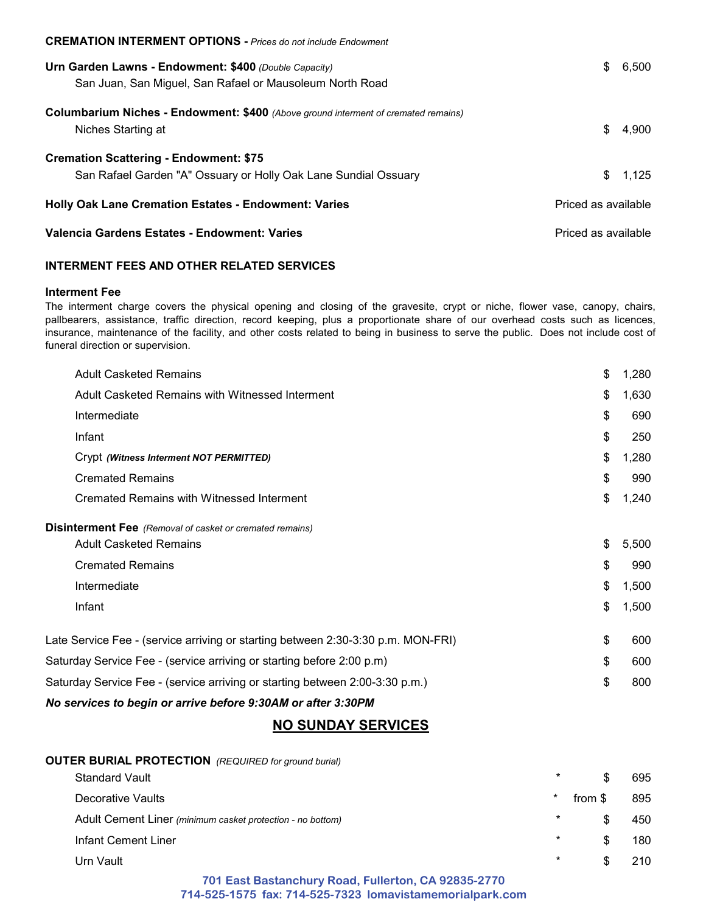**CREMATION INTERMENT OPTIONS -** *Prices do not include Endowment*

| | |
|---|---|
| **Urn Garden Lawns - Endowment: $400** *(Double Capacity)*<br>San Juan, San Miguel, San Rafael or Mausoleum North Road | $ 6,500 |
| **Columbarium Niches - Endowment: $400** *(Above ground interment of cremated remains)*<br>Niches Starting at | $ 4,900 |
| **Cremation Scattering - Endowment: $75**<br>San Rafael Garden "A" Ossuary or Holly Oak Lane Sundial Ossuary | $ 1,125 |
| **Holly Oak Lane Cremation Estates - Endowment: Varies** | Priced as available |
| **Valencia Gardens Estates - Endowment: Varies** | Priced as available |

**INTERMENT FEES AND OTHER RELATED SERVICES**

**Interment Fee**

The interment charge covers the physical opening and closing of the gravesite, crypt or niche, flower vase, canopy, chairs, pallbearers, assistance, traffic direction, record keeping, plus a proportionate share of our overhead costs such as licences, insurance, maintenance of the facility, and other costs related to being in business to serve the public. Does not include cost of funeral direction or supervision.

| | |
|---|---|
| Adult Casketed Remains | $ 1,280 |
| Adult Casketed Remains with Witnessed Interment | $ 1,630 |
| Intermediate | $ 690 |
| Infant | $ 250 |
| Crypt ***(Witness Interment NOT PERMITTED)*** | $ 1,280 |
| Cremated Remains | $ 990 |
| Cremated Remains with Witnessed Interment | $ 1,240 |

**Disinterment Fee** *(Removal of casket or cremated remains)*

| | |
|---|---|
| Adult Casketed Remains | $ 5,500 |
| Cremated Remains | $ 990 |
| Intermediate | $ 1,500 |
| Infant | $ 1,500 |

| | |
|---|---|
| Late Service Fee - (service arriving or starting between 2:30-3:30 p.m. MON-FRI) | $ 600 |
| Saturday Service Fee - (service arriving or starting before 2:00 p.m) | $ 600 |
| Saturday Service Fee - (service arriving or starting between 2:00-3:30 p.m.) | $ 800 |

***No services to begin or arrive before 9:30AM or after 3:30PM***

**NO SUNDAY SERVICES**

**OUTER BURIAL PROTECTION** *(REQUIRED for ground burial)*

| | | |
|---|---|---|
| Standard Vault | * | $ 695 |
| Decorative Vaults | * | from $ 895 |
| Adult Cement Liner *(minimum casket protection - no bottom)* | * | $ 450 |
| Infant Cement Liner | * | $ 180 |
| Urn Vault | * | $ 210 |

701 East Bastanchury Road, Fullerton, CA 92835-2770
714-525-1575 fax: 714-525-7323 lomavistamemorialpark.com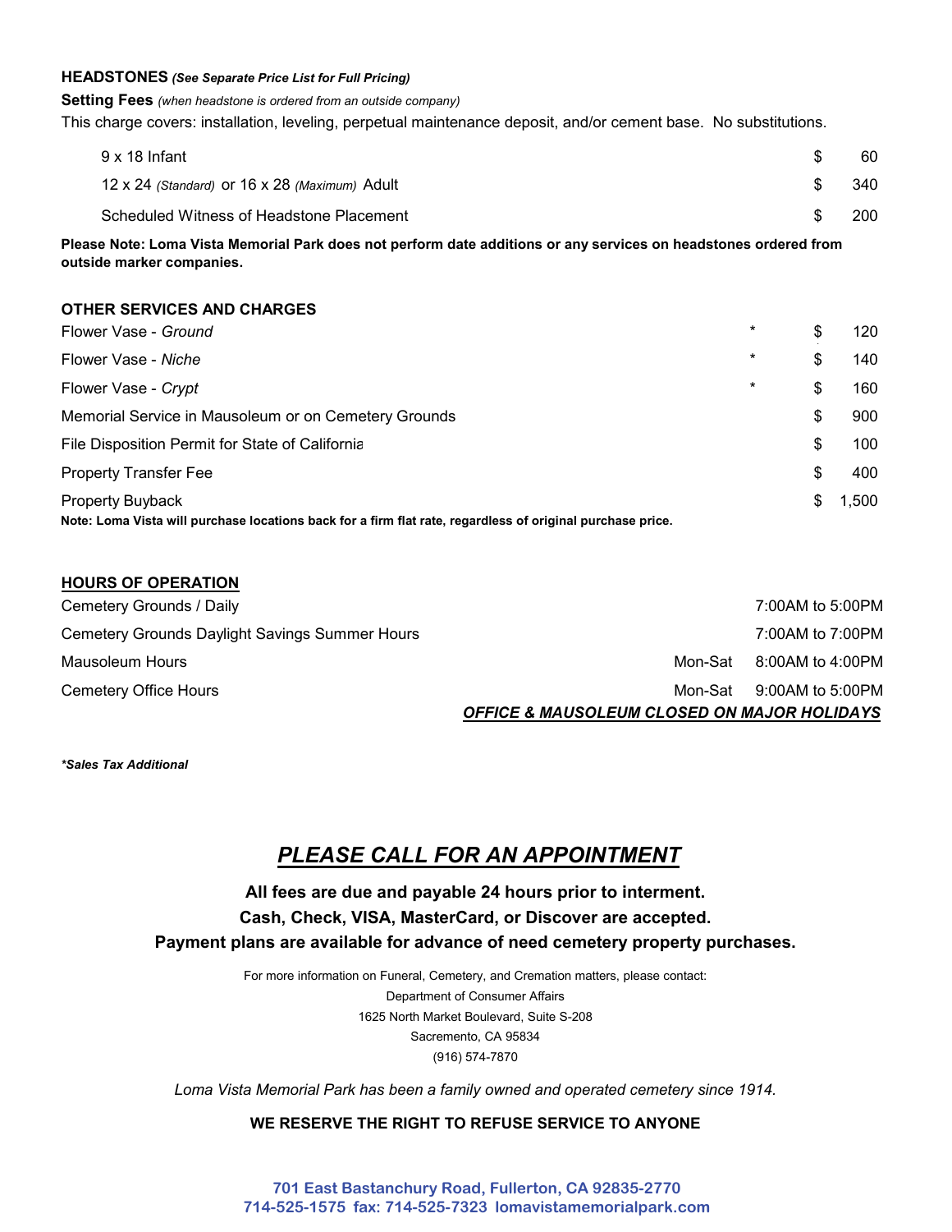**HEADSTONES** ***(See Separate Price List for Full Pricing)***

**Setting Fees** *(when headstone is ordered from an outside company)*

This charge covers: installation, leveling, perpetual maintenance deposit, and/or cement base. No substitutions.

| | | |
|---|---|---|
| 9 x 18 Infant | $ | 60 |
| 12 x 24 *(Standard)* or 16 x 28 *(Maximum)* Adult | $ | 340 |
| Scheduled Witness of Headstone Placement | $ | 200 |

**Please Note: Loma Vista Memorial Park does not perform date additions or any services on headstones ordered from outside marker companies.**

**OTHER SERVICES AND CHARGES**

| | | | |
|---|---|---|---|
| Flower Vase - *Ground* | * | $ | 120 |
| Flower Vase - *Niche* | * | $ | 140 |
| Flower Vase - *Crypt* | * | $ | 160 |
| Memorial Service in Mausoleum or on Cemetery Grounds | | $ | 900 |
| File Disposition Permit for State of California | | $ | 100 |
| Property Transfer Fee | | $ | 400 |
| Property Buyback | | $ | 1,500 |

**Note: Loma Vista will purchase locations back for a firm flat rate, regardless of original purchase price.**

**HOURS OF OPERATION**

| | | |
|---|---|---|
| Cemetery Grounds / Daily | | 7:00AM to 5:00PM |
| Cemetery Grounds Daylight Savings Summer Hours | | 7:00AM to 7:00PM |
| Mausoleum Hours | Mon-Sat | 8:00AM to 4:00PM |
| Cemetery Office Hours | Mon-Sat | 9:00AM to 5:00PM |

***OFFICE & MAUSOLEUM CLOSED ON MAJOR HOLIDAYS***

***Sales Tax Additional***

## ***PLEASE CALL FOR AN APPOINTMENT***

**All fees are due and payable 24 hours prior to interment.**

**Cash, Check, VISA, MasterCard, or Discover are accepted.**

**Payment plans are available for advance of need cemetery property purchases.**

For more information on Funeral, Cemetery, and Cremation matters, please contact:
Department of Consumer Affairs
1625 North Market Boulevard, Suite S-208
Sacremento, CA 95834
(916) 574-7870

*Loma Vista Memorial Park has been a family owned and operated cemetery since 1914.*

**WE RESERVE THE RIGHT TO REFUSE SERVICE TO ANYONE**

**701 East Bastanchury Road, Fullerton, CA 92835-2770**
**714-525-1575 fax: 714-525-7323 lomavistamemorialpark.com**